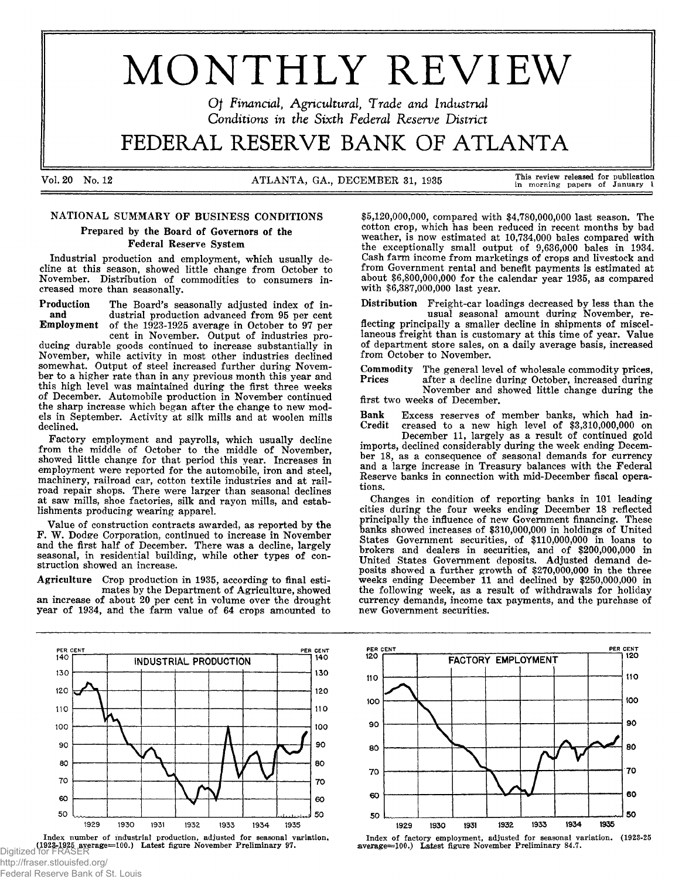# MONTHLY REVIEW

*Of Financial, Agricultural, Trade and Industrial Conditions in the Sixth Federal Reserve District*

# FEDERAL RESERVE BANK OF ATLANTA

Vol. 20 No. 12 — ATLANTA, GA., DECEMBER 31, 1935 — This review released for publication in morning papers of January 1

## NATIONAL SUMMARY OF BUSINESS CONDITIONS

### Prepared by the Board of Governors of the Federal Reserve System

Industrial production and employment, which usually decline at this season, showed little change from October to November. Distribution of commodities to consumers increased more than seasonally.

**Production and Employment** The Board's seasonally adjusted index of industrial production advanced from 95 per cent of the 1923-1925 average in October to 97 per cent in November. Output of industries producing durable goods continued to increase substantially in November, while activity in most other industries declined somewhat. Output of steel increased further during November to a higher rate than in any previous month this year and this high level was maintained during the first three weeks of December. Automobile production in November continued the sharp increase which began after the change to new models in September. Activity at silk mills and at woolen mills declined.

Factory employment and payrolls, which usually decline from the middle of October to the middle of November, showed little change for that period this year. Increases in employment were reported for the automobile, iron and steel, machinery, railroad car, cotton textile industries and at railroad repair shops. There were larger than seasonal declines at saw mills, shoe factories, silk and rayon mills, and establishments producing wearing apparel.

Value of construction contracts awarded, as reported by the F. W. Dodge Corporation, continued to increase in November and the first half of December. There was a decline, largely seasonal, in residential building, while other types of construction showed an increase.

**Agriculture** Crop production in 1935, according to final estimates by the Department of Agriculture, showed an increase of about 20 per cent in volume over the drought year of 1934, and the farm value of 64 crops amounted to $5,120,000,000, compared with $4,780,000,000 last season. The cotton crop, which has been reduced in recent months by bad weather, is now estimated at 10,734,000 bales compared with the exceptionally small output of 9,636,000 bales in 1934. Cash farm income from marketings of crops and livestock and from Government rental and benefit payments is estimated at about $6,800,000,000 for the calendar year 1935, as compared with $6,387,000,000 last year.

**Distribution** Freight-car loadings decreased by less than the usual seasonal amount during November, reflecting principally a smaller decline in shipments of miscellaneous freight than is customary at this time of year. Value of department store sales, on a daily average basis, increased from October to November.

**Commodity Prices** The general level of wholesale commodity prices, after a decline during October, increased during November and showed little change during the first two weeks of December.

**Bank Credit** Excess reserves of member banks, which had increased to a new high level of $3,310,000,000 on December 11, largely as a result of continued gold imports, declined considerably during the week ending December 18, as a consequence of seasonal demands for currency and a large increase in Treasury balances with the Federal Reserve banks in connection with mid-December fiscal operations.

Changes in condition of reporting banks in 101 leading cities during the four weeks ending December 18 reflected principally the influence of new Government financing. These banks showed increases of $310,000,000 in holdings of United States Government securities, of $110,000,000 in loans to brokers and dealers in securities, and of $200,000,000 in United States Government deposits. Adjusted demand deposits showed a further growth of $270,000,000 in the three weeks ending December 11 and declined by $250,000,000 in the following week, as a result of withdrawals for holiday currency demands, income tax payments, and the purchase of new Government securities.

INDUSTRIAL PRODUCTION

Index number of industrial production, adjusted for seasonal variation. (1923-1925 average=100.) Latest figure November Preliminary 97.

FACTORY EMPLOYMENT

Index of factory employment, adjusted for seasonal variation. (1923-25 average=100.) Latest figure November Preliminary 84.7.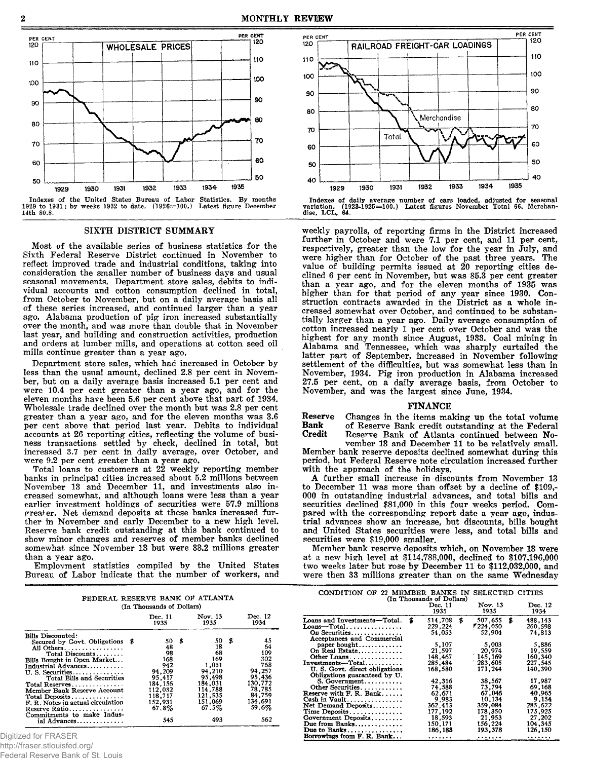Indexes of the United States Bureau of Labor Statistics. By months 1929 to 1931; by weeks 1932 to date. (1926=100.) Latest figure December 14th 80.8.

Indexes of daily average number of cars loaded, adjusted for seasonal variation. (1923-1925=100.) Latest figures November Total 66, Merchandise, LCL, 64.

## SIXTH DISTRICT SUMMARY

Most of the available series of business statistics for the Sixth Federal Reserve District continued in November to reflect improved trade and industrial conditions, taking into consideration the smaller number of business days and usual seasonal movements. Department store sales, debits to individual accounts and cotton consumption declined in total, from October to November, but on a daily average basis all of these series increased, and continued larger than a year ago. Alabama production of pig iron increased substantially over the month, and was more than double that in November last year, and building and construction activities, production and orders at lumber mills, and operations at cotton seed oil mills continue greater than a year ago.

Department store sales, which had increased in October by less than the usual amount, declined 2.8 per cent in November, but on a daily average basis increased 5.1 per cent and were 10.4 per cent greater than a year ago, and for the eleven months have been 5.6 per cent above that part of 1934. Wholesale trade declined over the month but was 2.8 per cent greater than a year ago, and for the eleven months was 3.6 per cent above that period last year. Debits to individual accounts at 26 reporting cities, reflecting the volume of business transactions settled by check, declined in total, but increased 3.7 per cent in daily average, over October, and were 9.2 per cent greater than a year ago.

Total loans to customers at 22 weekly reporting member banks in principal cities increased about 5.2 millions between November 13 and December 11, and investments also increased somewhat, and although loans were less than a year earlier investment holdings of securities were 57.9 millions greater. Net demand deposits at these banks increased further in November and early December to a new high level. Reserve bank credit outstanding at this bank continued to show minor changes and reserves of member banks declined somewhat since November 13 but were 33.2 millions greater than a year ago.

Employment statistics compiled by the United States Bureau of Labor indicate that the number of workers, and weekly payrolls, of reporting firms in the District increased further in October and were 7.1 per cent, and 11 per cent, respectively, greater than the low for the year in July, and were higher than for October of the past three years. The value of building permits issued at 20 reporting cities declined 6 per cent in November, but was 85.3 per cent greater than a year ago, and for the eleven months of 1935 was higher than for that period of any year since 1930. Construction contracts awarded in the District as a whole increased somewhat over October, and continued to be substantially larger than a year ago. Daily average consumption of cotton increased nearly 1 per cent over October and was the highest for any month since August, 1933. Coal mining in Alabama and Tennessee, which was sharply curtailed the latter part of September, increased in November following settlement of the difficulties, but was somewhat less than in November, 1934. Pig iron production in Alabama increased 27.5 per cent, on a daily average basis, from October to November, and was the largest since June, 1934.

## FINANCE

**Reserve Bank Credit** Changes in the items making up the total volume of Reserve Bank credit outstanding at the Federal Reserve Bank of Atlanta continued between November 13 and December 11 to be relatively small. Member bank reserve deposits declined somewhat during this period, but Federal Reserve note circulation increased further with the approach of the holidays.

A further small increase in discounts from November 13 to December 11 was more than offset by a decline of $109,000 in outstanding industrial advances, and total bills and securities declined $81,000 in this four weeks period. Compared with the corresponding report date a year ago, industrial advances show an increase, but discounts, bills bought and United States securities were less, and total bills and securities were $19,000 smaller.

Member bank reserve deposits which, on November 13 were at a new high level at $114,788,000, declined to $107,196,000 two weeks later but rose by December 11 to $112,032,000, and were then 33 millions greater than on the same Wednesday

FEDERAL RESERVE BANK OF ATLANTA
(In Thousands of Dollars)

| | Dec. 11 1935 | Nov. 13 1935 | Dec. 12 1934 |
|---|---|---|---|
| Bills Discounted: | | | |
| Secured by Govt. Obligations | $ 50 | $ 50 | $ 45 |
| All Others | 48 | 18 | 64 |
| Total Discounts | 98 | 68 | 109 |
| Bills Bought in Open Market | 168 | 169 | 302 |
| Industrial Advances | 942 | 1,051 | 768 |
| U. S. Securities | 94,209 | 94,210 | 94,257 |
| Total Bills and Securities | 95,417 | 95,498 | 95,436 |
| Total Reserves | 184,156 | 184,031 | 130,772 |
| Member Bank Reserve Account | 112,032 | 114,788 | 78,785 |
| Total Deposits | 118,717 | 121,535 | 84,759 |
| F. R. Notes in actual circulation | 152,931 | 151,069 | 134,691 |
| Reserve Ratio | 67.8% | 67.5% | 59.6% |
| Commitments to make Industrial Advances | 545 | 493 | 562 |

CONDITION OF 22 MEMBER BANKS IN SELECTED CITIES
(In Thousands of Dollars)

| | Dec. 11 1935 | Nov. 13 1935 | Dec. 12 1934 |
|---|---|---|---|
| Loans and Investments—Total | $ 514,708 | $ 507,655 | $ 488,143 |
| Loans—Total | 229,224 | 224,050 | 260,598 |
| On Securities | 54,053 | 52,904 | 74,813 |
| Acceptances and Commercial paper bought | 5,107 | 5,003 | 5,886 |
| On Real Estate | 21,597 | 20,974 | 19,559 |
| Other Loans | 148,467 | 145,169 | 160,340 |
| Investments—Total | 285,484 | 283,605 | 227,545 |
| U. S. Govt. direct obligations | 168,580 | 171,244 | 140,390 |
| Obligations guaranteed by U. S. Government | 42,316 | 38,567 | 17,987 |
| Other Securities | 74,588 | 73,794 | 69,168 |
| Reserve with F. R. Bank | 62,671 | 67,046 | 40,965 |
| Cash in Vault | 9,983 | 10,134 | 9,154 |
| Net Demand Deposits | 362,413 | 359,084 | 285,622 |
| Time Deposits | 177,192 | 178,350 | 175,925 |
| Government Deposits | 18,593 | 21,953 | 27,202 |
| Due from Banks | 150,171 | 156,224 | 104,345 |
| Due to Banks | 186,188 | 193,378 | 126,150 |
| Borrowings from F. R. Bank | ....... | ....... | ....... |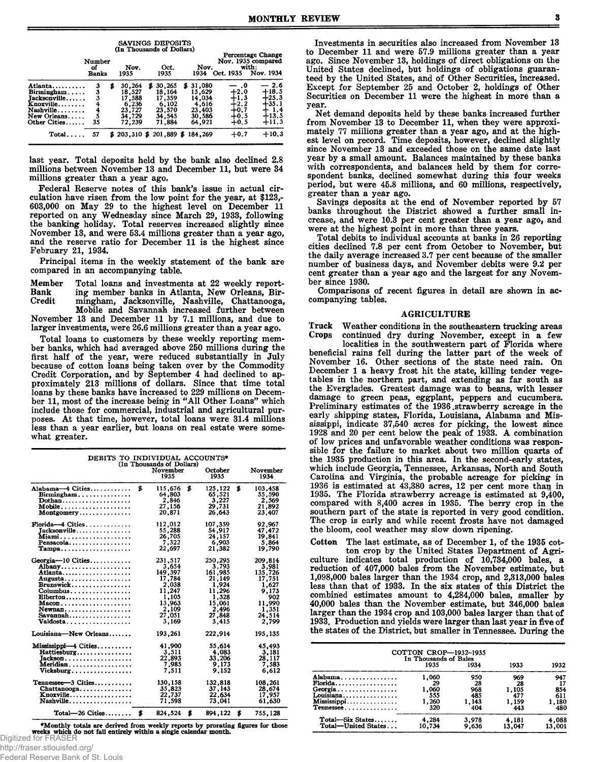SAVINGS DEPOSITS
(In Thousands of Dollars)

| | Number of Banks | Nov. 1935 | Oct. 1935 | Nov. 1934 | Percentage Change Nov. 1935 compared with: Oct. 1935 | Nov. 1934 |
|---|---|---|---|---|---|---|
| Atlanta | 3 | $ 30,264 | $ 30,265 | $ 31,080 | — .0 | — 2.6 |
| Birmingham | 3 | 18,527 | 18,164 | 15,629 | +2.0 | +18.5 |
| Jacksonville | 3 | 17,588 | 17,359 | 14,034 | +1.3 | +25.3 |
| Knoxville | 4 | 6,236 | 6,102 | 4,616 | +2.2 | +35.1 |
| Nashville | 4 | 23,727 | 23,570 | 23,403 | +0.7 | + 1.4 |
| New Orleans | 5 | 34,729 | 34,545 | 30,586 | +0.5 | +13.5 |
| Other Cities | 35 | 72,239 | 71,884 | 64,921 | +0.5 | +11.3 |
| Total | 57 | $ 203,310 | $ 201,889 | $ 184,269 | +0.7 | +10.3 |

last year. Total deposits held by the bank also declined 2.8 millions between November 13 and December 11, but were 34 millions greater than a year ago.

Federal Reserve notes of this bank's issue in actual circulation have risen from the low point for the year, at $123,603,000 on May 29 to the highest level on December 11 reported on any Wednesday since March 29, 1933, following the banking holiday. Total reserves increased slightly since November 13, and were 53.4 millions greater than a year ago, and the reserve ratio for December 11 is the highest since February 21, 1934.

Principal items in the weekly statement of the bank are compared in an accompanying table.

**Member Bank Credit** Total loans and investments at 22 weekly reporting member banks in Atlanta, New Orleans, Birmingham, Jacksonville, Nashville, Chattanooga, Mobile and Savannah increased further between November 13 and December 11 by 7.1 millions, and due to larger investments, were 26.6 millions greater than a year ago.

Total loans to customers by these weekly reporting member banks, which had averaged above 250 millions during the first half of the year, were reduced substantially in July because of cotton loans being taken over by the Commodity Credit Corporation, and by September 4 had declined to approximately 213 millions of dollars. Since that time total loans by these banks have increased to 229 millions on December 11, most of the increase being in "All Other Loans" which include those for commercial, industrial and agricultural purposes. At that time, however, total loans were 31.4 millions less than a year earlier, but loans on real estate were somewhat greater.

DEBITS TO INDIVIDUAL ACCOUNTS*
(In Thousands of Dollars)

| | November 1935 | October 1935 | November 1934 |
|---|---|---|---|
| Alabama—4 Cities | $ 115,676 | $ 125,122 | $ 103,458 |
| Birmingham | 64,803 | 65,521 | 55,590 |
| Dothan | 2,846 | 3,227 | 2,569 |
| Mobile | 27,156 | 29,731 | 21,892 |
| Montgomery | 20,871 | 26,643 | 23,407 |
| Florida—4 Cities | 112,012 | 107,359 | 92,967 |
| Jacksonville | 55,288 | 54,917 | 47,472 |
| Miami | 26,705 | 24,157 | 19,841 |
| Pensacola | 7,322 | 6,903 | 5,864 |
| Tampa | 22,697 | 21,382 | 19,790 |
| Georgia—10 Cities | 231,517 | 250,295 | 209,814 |
| Albany | 3,654 | 3,793 | 3,981 |
| Atlanta | 149,397 | 161,985 | 135,726 |
| Augusta | 17,784 | 21,149 | 17,751 |
| Brunswick | 2,038 | 1,924 | 1,627 |
| Columbus | 11,247 | 11,296 | 9,173 |
| Elberton | 1,105 | 1,328 | 902 |
| Macon | 13,963 | 15,061 | 11,990 |
| Newnan | 2,109 | 2,496 | 1,351 |
| Savannah | 27,051 | 27,848 | 24,514 |
| Valdosta | 3,169 | 3,415 | 2,799 |
| Louisiana—New Orleans | 193,261 | 222,914 | 195,135 |
| Mississippi—4 Cities | 41,900 | 55,614 | 45,493 |
| Hattiesburg | 3,511 | 4,083 | 3,181 |
| Jackson | 22,893 | 33,206 | 28,117 |
| Meridian | 7,985 | 9,173 | 7,583 |
| Vicksburg | 7,511 | 9,152 | 6,612 |
| Tennessee—3 Cities | 130,158 | 132,818 | 108,261 |
| Chattanooga | 35,823 | 37,143 | 28,674 |
| Knoxville | 22,737 | 22,634 | 17,957 |
| Nashville | 71,598 | 73,041 | 61,630 |
| Total—26 Cities | $ 824,524 | $ 894,122 | $ 755,128 |

*Monthly totals are derived from weekly reports by prorating figures for those weeks which do not fall entirely within a single calendar month.

Investments in securities also increased from November 13 to December 11 and were 57.9 millions greater than a year ago. Since November 13, holdings of direct obligations on the United States declined, but holdings of obligations guaranteed by the United States, and of Other Securities, increased. Except for September 25 and October 2, holdings of Other Securities on December 11 were the highest in more than a year.

Net demand deposits held by these banks increased further from November 13 to December 11, when they were approximately 77 millions greater than a year ago, and at the highest level on record. Time deposits, however, declined slightly since November 13 and exceeded those on the same date last year by a small amount. Balances maintained by these banks with correspondents, and balances held by them for correspondent banks, declined somewhat during this four weeks period, but were 45.8 millions, and 60 millions, respectively, greater than a year ago.

Savings deposits at the end of November reported by 57 banks throughout the District showed a further small increase, and were 10.3 per cent greater than a year ago, and were at the highest point in more than three years.

Total debits to individual accounts at banks in 26 reporting cities declined 7.8 per cent from October to November, but the daily average increased 3.7 per cent because of the smaller number of business days, and November debits were 9.2 per cent greater than a year ago and the largest for any November since 1930.

Comparisons of recent figures in detail are shown in accompanying tables.

## AGRICULTURE

**Truck Crops** Weather conditions in the southeastern trucking areas continued dry during November, except in a few localities in the southwestern part of Florida where beneficial rains fell during the latter part of the week of November 16. Other sections of the state need rain. On December 1 a heavy frost hit the state, killing tender vegetables in the northern part, and extending as far south as the Everglades. Greatest damage was to beans, with lesser damage to green peas, eggplant, peppers and cucumbers. Preliminary estimates of the 1936 strawberry acreage in the early shipping states, Florida, Louisiana, Alabama and Mississippi, indicate 37,540 acres for picking, the lowest since 1928 and 20 per cent below the peak of 1933. A combination of low prices and unfavorable weather conditions was responsible for the failure to market about two million quarts of the 1935 production in this area. In the second-early states, which include Georgia, Tennessee, Arkansas, North and South Carolina and Virginia, the probable acreage for picking in 1936 is estimated at 43,380 acres, 12 per cent more than in 1935. The Florida strawberry acreage is estimated at 9,400, compared with 8,400 acres in 1935. The berry crop in the southern part of the state is reported in very good condition. The crop is early and while recent frosts have not damaged the bloom, cool weather may slow down ripening.

**Cotton** The last estimate, as of December 1, of the 1935 cotton crop by the United States Department of Agriculture indicates total production of 10,734,000 bales, a reduction of 407,000 bales from the November estimate, but 1,098,000 bales larger than the 1934 crop, and 2,313,000 bales less than that of 1933. In the six states of this District the combined estimates amount to 4,284,000 bales, smaller by 40,000 bales than the November estimate, but 346,000 bales larger than the 1934 crop and 103,000 bales larger than that of 1933. Production and yields were larger than last year in five of the states of the District, but smaller in Tennessee. During the

COTTON CROP—1932-1935
In Thousands of Bales

| | 1935 | 1934 | 1933 | 1932 |
|---|---|---|---|---|
| Alabama | 1,060 | 950 | 969 | 947 |
| Florida | 29 | 28 | 28 | 17 |
| Georgia | 1,060 | 968 | 1,105 | 854 |
| Louisiana | 555 | 485 | 477 | 611 |
| Mississippi | 1,260 | 1,143 | 1,159 | 1,180 |
| Tennessee | 320 | 404 | 443 | 480 |
| Total—Six States | 4,284 | 3,978 | 4,181 | 4,088 |
| Total—United States | 10,734 | 9,636 | 13,047 | 13,001 |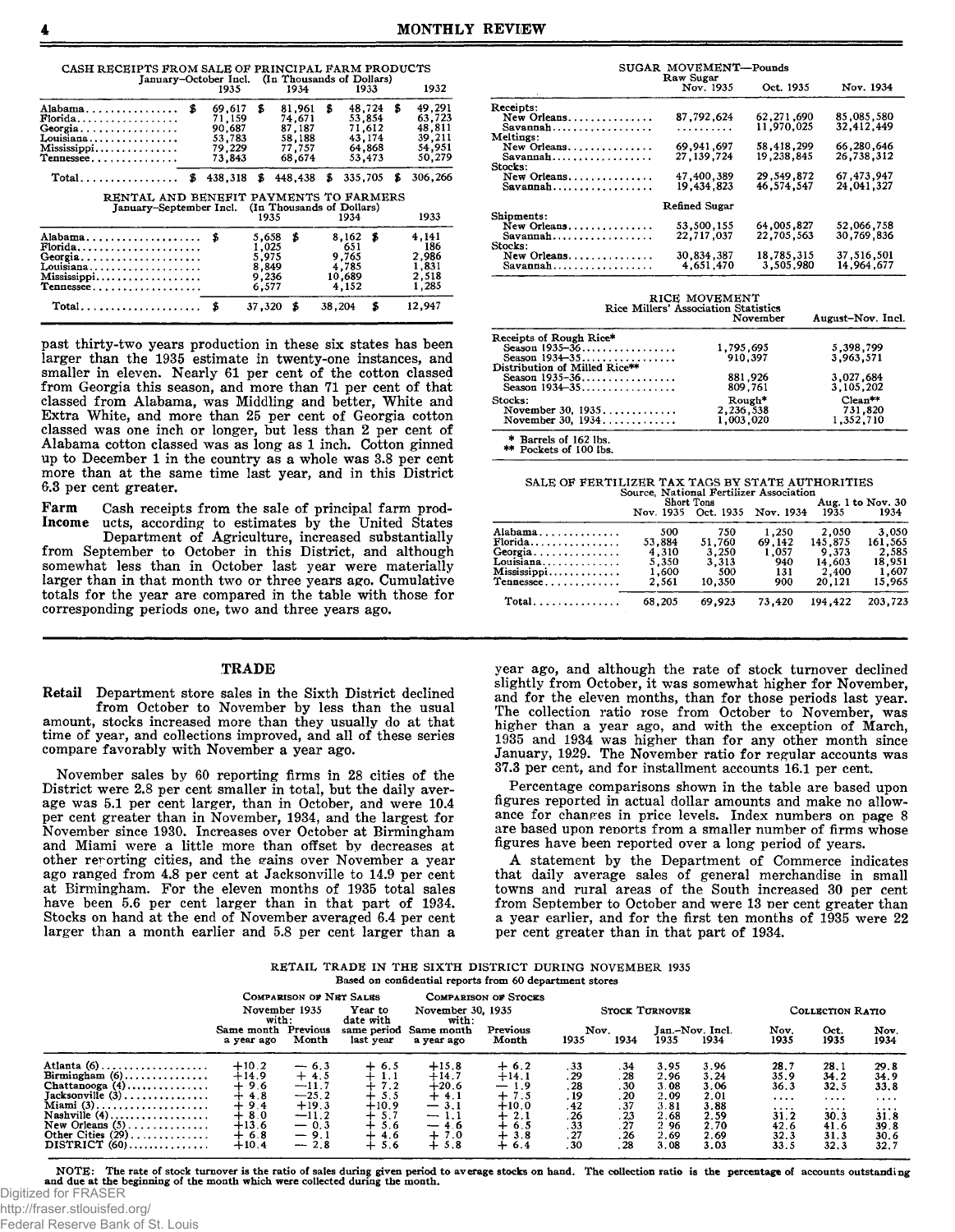CASH RECEIPTS FROM SALE OF PRINCIPAL FARM PRODUCTS
January-October Incl. (In Thousands of Dollars)

| | 1935 | 1934 | 1933 | 1932 |
|---|---|---|---|---|
| Alabama | $ 69,617 | $ 81,961 | $ 48,724 | $ 49,291 |
| Florida | 71,159 | 74,671 | 53,854 | 63,723 |
| Georgia | 90,687 | 87,187 | 71,612 | 48,811 |
| Louisiana | 53,783 | 58,188 | 43,174 | 39,211 |
| Mississippi | 79,229 | 77,757 | 64,868 | 54,951 |
| Tennessee | 73,843 | 68,674 | 53,473 | 50,279 |
| Total | $ 438,318 | $ 448,438 | $ 335,705 | $ 306,266 |

RENTAL AND BENEFIT PAYMENTS TO FARMERS
January-September Incl. (In Thousands of Dollars)

| | 1935 | 1934 | 1933 |
|---|---|---|---|
| Alabama | $ 5,658 | $ 8,162 | $ 4,141 |
| Florida | 1,025 | 651 | 186 |
| Georgia | 5,975 | 9,765 | 2,986 |
| Louisiana | 8,849 | 4,785 | 1,831 |
| Mississippi | 9,236 | 10,689 | 2,518 |
| Tennessee | 6,577 | 4,152 | 1,285 |
| Total | $ 37,320 | $ 38,204 | $ 12,947 |

past thirty-two years production in these six states has been larger than the 1935 estimate in twenty-one instances, and smaller in eleven. Nearly 61 per cent of the cotton classed from Georgia this season, and more than 71 per cent of that classed from Alabama, was Middling and better, White and Extra White, and more than 25 per cent of Georgia cotton classed was one inch or longer, but less than 2 per cent of Alabama cotton classed was as long as 1 inch. Cotton ginned up to December 1 in the country as a whole was 3.8 per cent more than at the same time last year, and in this District 6.3 per cent greater.

**Farm Income** Cash receipts from the sale of principal farm products, according to estimates by the United States Department of Agriculture, increased substantially from September to October in this District, and although somewhat less than in October last year were materially larger than in that month two or three years ago. Cumulative totals for the year are compared in the table with those for corresponding periods one, two and three years ago.

SUGAR MOVEMENT—Pounds

| | Nov. 1935 | Oct. 1935 | Nov. 1934 |
|---|---|---|---|
| **Raw Sugar** | | | |
| Receipts: | | | |
| New Orleans | 87,792,624 | 62,271,690 | 85,085,580 |
| Savannah | .......... | 11,970,025 | 32,412,449 |
| Meltings: | | | |
| New Orleans | 69,941,697 | 58,418,299 | 66,280,646 |
| Savannah | 27,139,724 | 19,238,845 | 26,738,312 |
| Stocks: | | | |
| New Orleans | 47,400,389 | 29,549,872 | 67,473,947 |
| Savannah | 19,434,823 | 46,574,547 | 24,041,327 |
| **Refined Sugar** | | | |
| Shipments: | | | |
| New Orleans | 53,500,155 | 64,005,827 | 52,066,758 |
| Savannah | 22,717,037 | 22,705,563 | 30,769,836 |
| Stocks: | | | |
| New Orleans | 30,834,387 | 18,785,315 | 37,516,501 |
| Savannah | 4,651,470 | 3,505,980 | 14,964,677 |

RICE MOVEMENT
Rice Millers' Association Statistics

| | November | August-Nov. Incl. |
|---|---|---|
| Receipts of Rough Rice* | | |
| Season 1935-36 | 1,795,695 | 5,398,799 |
| Season 1934-35 | 910,397 | 3,963,571 |
| Distribution of Milled Rice** | | |
| Season 1935-36 | 881,926 | 3,027,684 |
| Season 1934-35 | 809,761 | 3,105,202 |
| Stocks: | Rough* | Clean** |
| November 30, 1935 | 2,236,538 | 731,820 |
| November 30, 1934 | 1,003,020 | 1,352,710 |

\* Barrels of 162 lbs.
\*\* Pockets of 100 lbs.

SALE OF FERTILIZER TAX TAGS BY STATE AUTHORITIES
Source, National Fertilizer Association
Short Tons

| | Nov. 1935 | Oct. 1935 | Nov. 1934 | Aug. 1 to Nov. 30 1935 | Aug. 1 to Nov. 30 1934 |
|---|---|---|---|---|---|
| Alabama | 500 | 750 | 1,250 | 2,050 | 3,050 |
| Florida | 53,884 | 51,760 | 69,142 | 145,875 | 161,565 |
| Georgia | 4,310 | 3,250 | 1,057 | 9,373 | 2,585 |
| Louisiana | 5,350 | 3,313 | 940 | 14,603 | 18,951 |
| Mississippi | 1,600 | 500 | 131 | 2,400 | 1,607 |
| Tennessee | 2,561 | 10,350 | 900 | 20,121 | 15,965 |
| Total | 68,205 | 69,923 | 73,420 | 194,422 | 203,723 |

## TRADE

**Retail** Department store sales in the Sixth District declined from October to November by less than the usual amount, stocks increased more than they usually do at that time of year, and collections improved, and all of these series compare favorably with November a year ago.

November sales by 60 reporting firms in 28 cities of the District were 2.8 per cent smaller in total, but the daily average was 5.1 per cent larger, than in October, and were 10.4 per cent greater than in November, 1934, and the largest for November since 1930. Increases over October at Birmingham and Miami were a little more than offset by decreases at other reporting cities, and the gains over November a year ago ranged from 4.8 per cent at Jacksonville to 14.9 per cent at Birmingham. For the eleven months of 1935 total sales have been 5.6 per cent larger than in that part of 1934. Stocks on hand at the end of November averaged 6.4 per cent larger than a month earlier and 5.8 per cent larger than a year ago, and although the rate of stock turnover declined slightly from October, it was somewhat higher for November, and for the eleven months, than for those periods last year. The collection ratio rose from October to November, was higher than a year ago, and with the exception of March, 1935 and 1934 was higher than for any other month since January, 1929. The November ratio for regular accounts was 37.3 per cent, and for installment accounts 16.1 per cent.

Percentage comparisons shown in the table are based upon figures reported in actual dollar amounts and make no allowance for changes in price levels. Index numbers on page 8 are based upon reports from a smaller number of firms whose figures have been reported over a long period of years.

A statement by the Department of Commerce indicates that daily average sales of general merchandise in small towns and rural areas of the South increased 30 per cent from September to October and were 13 per cent greater than a year earlier, and for the first ten months of 1935 were 22 per cent greater than in that part of 1934.

RETAIL TRADE IN THE SIXTH DISTRICT DURING NOVEMBER 1935
Based on confidential reports from 60 department stores

| | Comparison of Net Sales: November 1935 with: Same month a year ago | Previous Month | Year to date with same period last year | Comparison of Stocks: November 30, 1935 with: Same month a year ago | Previous Month | Stock Turnover: Nov. 1935 | Nov. 1934 | Jan.-Nov. Incl. 1935 | Jan.-Nov. Incl. 1934 | Collection Ratio: Nov. 1935 | Oct. 1935 | Nov. 1934 |
|---|---|---|---|---|---|---|---|---|---|---|---|---|
| Atlanta (6) | +10.2 | − 6.3 | + 6.5 | +15.8 | + 6.2 | .33 | .34 | 3.95 | 3.96 | 28.7 | 28.1 | 29.8 |
| Birmingham (6) | +14.9 | + 4.5 | + 1.1 | +14.7 | +14.1 | .29 | .28 | 2.96 | 3.24 | 35.9 | 34.2 | 34.9 |
| Chattanooga (4) | + 9.6 | −11.7 | + 7.2 | +20.6 | − 1.9 | .28 | .30 | 3.08 | 3.06 | 36.3 | 32.5 | 33.8 |
| Jacksonville (3) | + 4.8 | −25.2 | + 5.5 | + 4.1 | + 7.5 | .19 | .20 | 2.09 | 2.01 | .... | .... | .... |
| Miami (3) | + 9.4 | +19.3 | +10.9 | − 3.1 | +10.0 | .42 | .37 | 3.81 | 3.88 | .... | .... | .... |
| Nashville (4) | + 8.0 | −11.2 | + 5.7 | − 1.1 | + 2.1 | .26 | .23 | 2.68 | 2.59 | 31.2 | 30.3 | 31.8 |
| New Orleans (5) | +13.6 | − 0.3 | + 5.6 | − 4.6 | + 6.5 | .33 | .27 | 2.96 | 2.70 | 42.6 | 41.6 | 39.8 |
| Other Cities (29) | + 6.8 | − 9.1 | + 4.6 | + 7.0 | + 3.8 | .27 | .26 | 2.69 | 2.69 | 32.3 | 31.3 | 30.6 |
| DISTRICT (60) | +10.4 | − 2.8 | + 5.6 | + 5.8 | + 6.4 | .30 | .28 | 3.08 | 3.03 | 33.5 | 32.3 | 32.7 |

NOTE: The rate of stock turnover is the ratio of sales during given period to average stocks on hand. The collection ratio is the percentage of accounts outstanding and due at the beginning of the month which were collected during the month.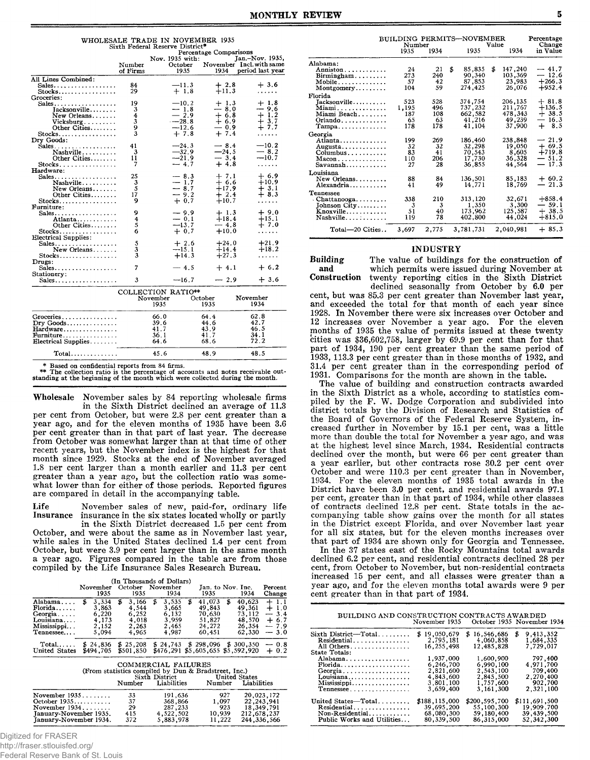WHOLESALE TRADE IN NOVEMBER 1935
Sixth Federal Reserve District*

| | Number of Firms | Percentage Comparisons Nov. 1935 with: October 1935 | November 1934 | Jan.-Nov. 1935, Incl. with same period last year |
|---|---|---|---|---|
| **All Lines Combined:** | | | | |
| Sales | 84 | —11.3 | + 2.8 | + 3.6 |
| Stocks | 29 | + 1.8 | +11.3 | ...... |
| **Groceries:** | | | | |
| Sales | 19 | —10.2 | + 1.3 | + 1.8 |
| Jacksonville | 3 | — 1.8 | — 8.0 | — 9.6 |
| New Orleans | 4 | — 2.9 | + 6.8 | + 1.2 |
| Vicksburg | 3 | —28.8 | + 6.9 | + 3.7 |
| Other Cities | 9 | —12.6 | — 0.9 | + 7.7 |
| Stocks | 3 | + 7.8 | + 7.4 | ...... |
| **Dry Goods:** | | | | |
| Sales | 41 | —24.3 | — 8.4 | —10.2 |
| Nashville | 3 | —32.9 | —24.5 | — 8.2 |
| Other Cities | 11 | —21.9 | — 3.4 | —10.7 |
| Stocks | 7 | — 4.7 | + 4.8 | ...... |
| **Hardware:** | | | | |
| Sales | 25 | — 8.3 | + 7.1 | + 6.9 |
| Nashville | 3 | — 1.7 | + 6.6 | +10.9 |
| New Orleans | 5 | — 8.7 | +17.9 | + 3.1 |
| Other Cities | 17 | — 9.2 | + 2.4 | + 8.3 |
| Stocks | 9 | + 0.7 | +10.7 | ...... |
| **Furniture:** | | | | |
| Sales | 9 | — 9.9 | + 1.3 | + 9.0 |
| Atlanta | 4 | — 0.1 | +18.4 | +15.1 |
| Other Cities | 5 | —13.7 | — 4.8 | + 7.0 |
| Stocks | 6 | + 0.7 | +10.0 | ...... |
| **Electrical Supplies:** | | | | |
| Sales | 5 | + 2.6 | +24.0 | +21.9 |
| New Orleans | 3 | —15.1 | +14.4 | +18.2 |
| Stocks | 3 | +14.3 | +27.3 | ...... |
| **Drugs:** | | | | |
| Sales | 7 | — 4.5 | + 4.1 | + 6.2 |
| **Stationery:** | | | | |
| Sales | 3 | —16.7 | — 2.9 | + 3.6 |

COLLECTION RATIO**

| | November 1935 | October 1935 | November 1934 |
|---|---|---|---|
| Groceries | 66.0 | 64.4 | 62.8 |
| Dry Goods | 39.6 | 44.6 | 42.7 |
| Hardware | 41.7 | 43.9 | 46.5 |
| Furniture | 36.1 | 41.7 | 34.1 |
| Electrical Supplies | 64.6 | 68.6 | 72.2 |
| Total | 45.6 | 48.9 | 48.5 |

\* Based on confidential reports from 84 firms.
\*\* The collection ratio is the percentage of accounts and notes receivable outstanding at the beginning of the month which were collected during the month.

**Wholesale** November sales by 84 reporting wholesale firms in the Sixth District declined an average of 11.3 per cent from October, but were 2.8 per cent greater than a year ago, and for the eleven months of 1935 have been 3.6 per cent greater than in that part of last year. The decrease from October was somewhat larger than at that time of other recent years, but the November index is the highest for that month since 1929. Stocks at the end of November averaged 1.8 per cent larger than a month earlier and 11.3 per cent greater than a year ago, but the collection ratio was somewhat lower than for either of those periods. Reported figures are compared in detail in the accompanying table.

**Life Insurance** November sales of new, paid-for, ordinary life insurance in the six states located wholly or partly in the Sixth District decreased 1.5 per cent from October, and were about the same as in November last year, while sales in the United States declined 1.4 per cent from October, but were 3.9 per cent larger than in the same month a year ago. Figures compared in the table are from those compiled by the Life Insurance Sales Research Bureau.

(In Thousands of Dollars)

| | November 1935 | October 1935 | November 1934 | Jan. to Nov. Inc. 1935 | 1934 | Percent Change |
|---|---|---|---|---|---|---|
| Alabama | $ 3,334 | $ 3,166 | $ 3,535 | $ 41,073 | $ 40,623 | + 1.1 |
| Florida | 3,863 | 4,544 | 3,665 | 49,843 | 49,361 | + 1.0 |
| Georgia | 6,220 | 6,252 | 6,132 | 70,630 | 73,112 | — 3.4 |
| Louisiana | 4,173 | 4,018 | 3,959 | 51,827 | 48,570 | + 6.7 |
| Mississippi | 2,152 | 2,263 | 2,465 | 24,272 | 26,354 | — 7.9 |
| Tennessee | 5,094 | 4,965 | 4,987 | 60,451 | 62,330 | — 3.0 |
| Total | $ 24,836 | $ 25,208 | $ 24,743 | $ 298,096 | $ 300,350 | — 0.8 |
| United States | $494,705 | $501,850 | $476,291 | $5,605,655 | $5,592,920 | + 0.2 |

COMMERCIAL FAILURES
(From statistics compiled by Dun & Bradstreet, Inc.)

| | Sixth District Number | Liabilities | United States Number | Liabilities |
|---|---|---|---|---|
| November 1935 | 33 | 191,636 | 927 | 20,023,172 |
| October 1935 | 37 | 368,866 | 1,097 | 22,243,941 |
| November 1934 | 29 | 287,233 | 923 | 18,349,791 |
| January-November 1935 | 415 | 4,522,502 | 10,939 | 212,678,237 |
| January-November 1934 | 372 | 5,883,978 | 11,222 | 244,336,566 |

BUILDING PERMITS—NOVEMBER

| | Number 1935 | 1934 | Value 1935 | 1934 | Percentage Change in Value |
|---|---|---|---|---|---|
| **Alabama:** | | | | | |
| Anniston | 24 | 21 | $ 85,835 | $ 147,240 | — 41.7 |
| Birmingham | 273 | 240 | 90,340 | 103,369 | — 12.6 |
| Mobile | 57 | 42 | 87,853 | 23,983 | +266.3 |
| Montgomery | 104 | 59 | 274,425 | 26,076 | +952.4 |
| **Florida** | | | | | |
| Jacksonville | 523 | 528 | 374,754 | 206,135 | + 81.8 |
| Miami | 1,195 | 496 | 737,232 | 211,767 | +136.5 |
| Miami Beach | 187 | 108 | 662,582 | 478,343 | + 38.5 |
| Orlando | 65 | 63 | 41,216 | 49,239 | — 16.3 |
| Tampa | 178 | 178 | 41,104 | 37,900 | + 8.5 |
| **Georgia** | | | | | |
| Atlanta | 199 | 269 | 186,460 | 238,848 | — 21.9 |
| Augusta | 32 | 32 | 32,298 | 19,050 | + 69.5 |
| Columbus | 83 | 41 | 70,543 | 8,605 | +719.8 |
| Macon | 110 | 206 | 17,730 | 36,328 | — 51.2 |
| Savannah | 27 | 28 | 36,855 | 44,564 | — 17.3 |
| **Louisiana** | | | | | |
| New Orleans | 88 | 84 | 136,501 | 85,183 | + 60.2 |
| Alexandria | 41 | 49 | 14,771 | 18,769 | — 21.3 |
| **Tennessee** | | | | | |
| Chattanooga | 338 | 210 | 313,120 | 32,671 | +858.4 |
| Johnson City | 3 | 3 | 1,350 | 3,300 | — 59.1 |
| Knoxville | 51 | 40 | 173,962 | 125,587 | + 38.5 |
| Nashville | 119 | 78 | 402,800 | 44,024 | +815.0 |
| Total—20 Cities | 3,697 | 2,775 | 3,781,731 | 2,040,981 | + 85.3 |

## INDUSTRY

**Building and Construction** The value of buildings for the construction of which permits were issued during November at twenty reporting cities in the Sixth District declined seasonally from October by 6.0 per cent, but was 85.3 per cent greater than November last year, and exceeded the total for that month of each year since 1928. In November there were six increases over October and 12 increases over November a year ago. For the eleven months of 1935 the value of permits issued at these twenty cities was $36,602,758, larger by 69.9 per cent than for that part of 1934, 190 per cent greater than the same period of 1933, 113.3 per cent greater than in those months of 1932, and 31.4 per cent greater than in the corresponding period of 1931. Comparisons for the month are shown in the table.

The value of building and construction contracts awarded in the Sixth District as a whole, according to statistics compiled by the F. W. Dodge Corporation and subdivided into district totals by the Division of Research and Statistics of the Board of Governors of the Federal Reserve System, increased further in November by 15.1 per cent, was a little more than double the total for November a year ago, and was at the highest level since March, 1934. Residential contracts declined over the month, but were 66 per cent greater than a year earlier, but other contracts rose 30.2 per cent over October and were 110.3 per cent greater than in November, 1934. For the eleven months of 1935 total awards in the District have been 3.0 per cent, and residential awards 97.1 per cent, greater than in that part of 1934, while other classes of contracts declined 12.8 per cent. State totals in the accompanying table show gains over the month for all states in the District except Florida, and over November last year for all six states, but for the eleven months increases over that part of 1934 are shown only for Georgia and Tennessee.

In the 37 states east of the Rocky Mountains total awards declined 6.2 per cent, and residential contracts declined 28 per cent, from October to November, but non-residential contracts increased 15 per cent, and all classes were greater than a year ago, and for the eleven months total awards were 9 per cent greater than in that part of 1934.

BUILDING AND CONSTRUCTION CONTRACTS AWARDED

| | November 1935 | October 1935 | November 1934 |
|---|---|---|---|
| Sixth District—Total | $ 19,050,679 | $ 16,546,686 | $ 9,413,352 |
| Residential | 2,795,181 | 4,060,858 | 1,684,335 |
| All Others | 16,255,498 | 12,485,828 | 7,729,017 |
| **State Totals:** | | | |
| Alabama | 1,937,000 | 1,600,900 | 797,400 |
| Florida | 6,246,700 | 6,990,100 | 4,971,700 |
| Georgia | 2,821,600 | 2,543,100 | 709,400 |
| Louisiana | 4,843,600 | 2,845,500 | 2,270,400 |
| Mississippi | 3,801,100 | 1,757,600 | 902,700 |
| Tennessee | 3,659,400 | 3,161,300 | 2,321,100 |
| United States—Total | $188,115,000 | $200,595,700 | $111,691,500 |
| Residential | 39,695,200 | 55,100,300 | 19,909,700 |
| Non-Residential | 68,080,300 | 59,180,400 | 39,439,500 |
| Public Works and Utilities | 80,339,500 | 86,315,000 | 52,342,300 |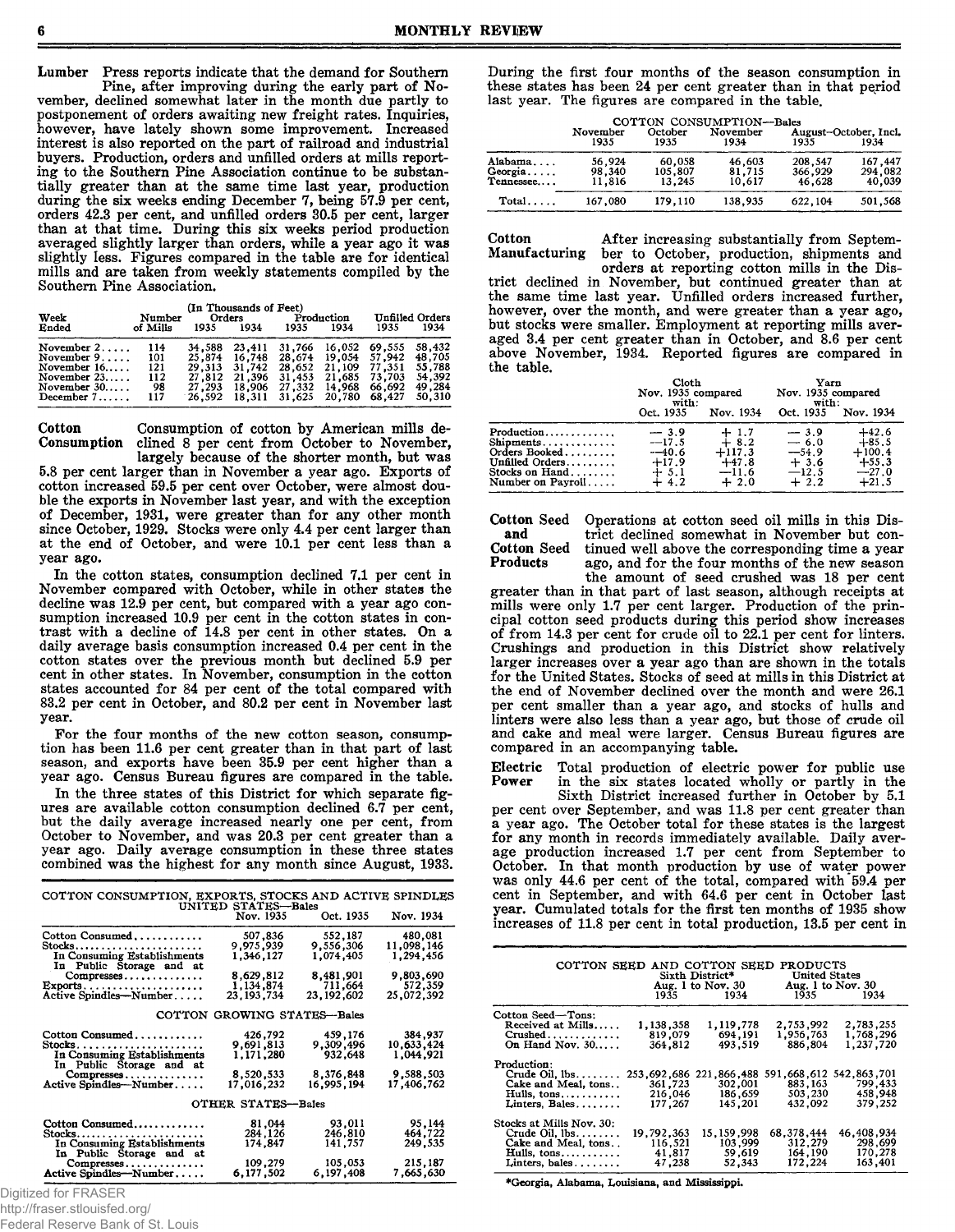**Lumber** Press reports indicate that the demand for Southern Pine, after improving during the early part of November, declined somewhat later in the month due partly to postponement of orders awaiting new freight rates. Inquiries, however, have lately shown some improvement. Increased interest is also reported on the part of railroad and industrial buyers. Production, orders and unfilled orders at mills reporting to the Southern Pine Association continue to be substantially greater than at the same time last year, production during the six weeks ending December 7, being 57.9 per cent, orders 42.3 per cent, and unfilled orders 30.5 per cent, larger than at that time. During this six weeks period production averaged slightly larger than orders, while a year ago it was slightly less. Figures compared in the table are for identical mills and are taken from weekly statements compiled by the Southern Pine Association.

(In Thousands of Feet)

| Week Ended | Number of Mills | Orders 1935 | Orders 1934 | Production 1935 | Production 1934 | Unfilled Orders 1935 | Unfilled Orders 1934 |
|---|---|---|---|---|---|---|---|
| November 2 | 114 | 34,588 | 23,411 | 31,766 | 16,052 | 69,555 | 58,432 |
| November 9 | 101 | 25,874 | 16,748 | 28,674 | 19,054 | 57,942 | 48,705 |
| November 16 | 121 | 29,313 | 31,742 | 28,652 | 21,109 | 77,351 | 55,788 |
| November 23 | 112 | 27,812 | 21,396 | 31,453 | 21,685 | 73,703 | 54,392 |
| November 30 | 98 | 27,293 | 18,906 | 27,332 | 14,968 | 66,692 | 49,284 |
| December 7 | 117 | 26,592 | 18,311 | 31,625 | 20,780 | 68,427 | 50,310 |

**Cotton Consumption** Consumption of cotton by American mills declined 8 per cent from October to November, largely because of the shorter month, but was 5.8 per cent larger than in November a year ago. Exports of cotton increased 59.5 per cent over October, were almost double the exports in November last year, and with the exception of December, 1931, were greater than for any other month since October, 1929. Stocks were only 4.4 per cent larger than at the end of October, and were 10.1 per cent less than a year ago.

In the cotton states, consumption declined 7.1 per cent in November compared with October, while in other states the decline was 12.9 per cent, but compared with a year ago consumption increased 10.9 per cent in the cotton states in contrast with a decline of 14.8 per cent in other states. On a daily average basis consumption increased 0.4 per cent in the cotton states over the previous month but declined 5.9 per cent in other states. In November, consumption in the cotton states accounted for 84 per cent of the total compared with 83.2 per cent in October, and 80.2 per cent in November last year.

For the four months of the new cotton season, consumption has been 11.6 per cent greater than in that part of last season, and exports have been 35.9 per cent higher than a year ago. Census Bureau figures are compared in the table.

In the three states of this District for which separate figures are available cotton consumption declined 6.7 per cent, but the daily average increased nearly one per cent, from October to November, and was 20.3 per cent greater than a year ago. Daily average consumption in these three states combined was the highest for any month since August, 1933.

COTTON CONSUMPTION, EXPORTS, STOCKS AND ACTIVE SPINDLES

| UNITED STATES—Bales | Nov. 1935 | Oct. 1935 | Nov. 1934 |
|---|---|---|---|
| Cotton Consumed | 507,836 | 552,187 | 480,081 |
| Stocks | 9,975,939 | 9,556,306 | 11,098,146 |
| In Consuming Establishments | 1,346,127 | 1,074,405 | 1,294,456 |
| In Public Storage and at Compresses | 8,629,812 | 8,481,901 | 9,803,690 |
| Exports | 1,134,874 | 711,664 | 572,359 |
| Active Spindles—Number | 23,193,734 | 23,192,602 | 25,072,392 |
| **COTTON GROWING STATES—Bales** | | | |
| Cotton Consumed | 426,792 | 459,176 | 384,937 |
| Stocks | 9,691,813 | 9,309,496 | 10,633,424 |
| In Consuming Establishments | 1,171,280 | 932,648 | 1,044,921 |
| In Public Storage and at Compresses | 8,520,533 | 8,376,848 | 9,588,503 |
| Active Spindles—Number | 17,016,232 | 16,995,194 | 17,406,762 |
| **OTHER STATES—Bales** | | | |
| Cotton Consumed | 81,044 | 93,011 | 95,144 |
| Stocks | 284,126 | 246,810 | 464,722 |
| In Consuming Establishments | 174,847 | 141,757 | 249,535 |
| In Public Storage and at Compresses | 109,279 | 105,053 | 215,187 |
| Active Spindles—Number | 6,177,502 | 6,197,408 | 7,665,630 |

During the first four months of the season consumption in these states has been 24 per cent greater than in that period last year. The figures are compared in the table.

COTTON CONSUMPTION—Bales

| | November 1935 | October 1935 | November 1934 | August–October, Incl. 1935 | August–October, Incl. 1934 |
|---|---|---|---|---|---|
| Alabama | 56,924 | 60,058 | 46,603 | 208,547 | 167,447 |
| Georgia | 98,340 | 105,807 | 81,715 | 366,929 | 294,082 |
| Tennessee | 11,816 | 13,245 | 10,617 | 46,628 | 40,039 |
| Total | 167,080 | 179,110 | 138,935 | 622,104 | 501,568 |

**Cotton Manufacturing** After increasing substantially from September to October, production, shipments and orders at reporting cotton mills in the District declined in November, but continued greater than at the same time last year. Unfilled orders increased further, however, over the month, and were greater than a year ago, but stocks were smaller. Employment at reporting mills averaged 3.4 per cent greater than in October, and 8.6 per cent above November, 1934. Reported figures are compared in the table.

| | Cloth Nov. 1935 compared with: | | Yarn Nov. 1935 compared with: | |
|---|---|---|---|---|
| | Oct. 1935 | Nov. 1934 | Oct. 1935 | Nov. 1934 |
| Production | — 3.9 | + 1.7 | — 3.9 | +42.6 |
| Shipments | —17.5 | + 8.2 | — 6.0 | +85.5 |
| Orders Booked | —40.6 | +117.3 | —54.9 | +100.4 |
| Unfilled Orders | +17.9 | +47.8 | + 3.6 | +55.3 |
| Stocks on Hand | + 5.1 | —11.6 | —12.5 | —27.0 |
| Number on Payroll | + 4.2 | + 2.0 | + 2.2 | +21.5 |

**Cotton Seed and Cotton Seed Products** Operations at cotton seed oil mills in this District declined somewhat in November but continued well above the corresponding time a year ago, and for the four months of the new season the amount of seed crushed was 18 per cent greater than in that part of last season, although receipts at mills were only 1.7 per cent larger. Production of the principal cotton seed products during this period show increases of from 14.3 per cent for crude oil to 22.1 per cent for linters. Crushings and production in this District show relatively larger increases over a year ago than are shown in the totals for the United States. Stocks of seed at mills in this District at the end of November declined over the month and were 26.1 per cent smaller than a year ago, and stocks of hulls and linters were also less than a year ago, but those of crude oil and cake and meal were larger. Census Bureau figures are compared in an accompanying table.

**Electric Power** Total production of electric power for public use in the six states located wholly or partly in the Sixth District increased further in October by 5.1 per cent over September, and was 11.8 per cent greater than a year ago. The October total for these states is the largest for any month in records immediately available. Daily average production increased 1.7 per cent from September to October. In that month production by use of water power was only 44.6 per cent of the total, compared with 59.4 per cent in September, and with 64.6 per cent in October last year. Cumulated totals for the first ten months of 1935 show increases of 11.8 per cent in total production, 13.5 per cent in

COTTON SEED AND COTTON SEED PRODUCTS

| | Sixth District* Aug. 1 to Nov. 30 1935 | Sixth District* Aug. 1 to Nov. 30 1934 | United States Aug. 1 to Nov. 30 1935 | United States Aug. 1 to Nov. 30 1934 |
|---|---|---|---|---|
| **Cotton Seed—Tons:** | | | | |
| Received at Mills | 1,138,358 | 1,119,778 | 2,753,992 | 2,783,255 |
| Crushed | 819,079 | 694,191 | 1,956,763 | 1,768,296 |
| On Hand Nov. 30 | 364,812 | 493,519 | 886,804 | 1,237,720 |
| **Production:** | | | | |
| Crude Oil, lbs. | 253,692,686 | 221,866,488 | 591,668,612 | 542,863,701 |
| Cake and Meal, tons | 361,723 | 302,001 | 883,163 | 799,433 |
| Hulls, tons | 216,046 | 186,659 | 503,230 | 458,948 |
| Linters, Bales | 177,267 | 145,201 | 432,092 | 379,252 |
| **Stocks at Mills Nov. 30:** | | | | |
| Crude Oil, lbs. | 19,792,363 | 15,159,998 | 68,378,444 | 46,408,934 |
| Cake and Meal, tons | 116,521 | 103,999 | 312,279 | 298,699 |
| Hulls, tons | 41,817 | 59,619 | 164,190 | 170,278 |
| Linters, bales | 47,238 | 52,343 | 172,224 | 163,401 |

*Georgia, Alabama, Louisiana, and Mississippi.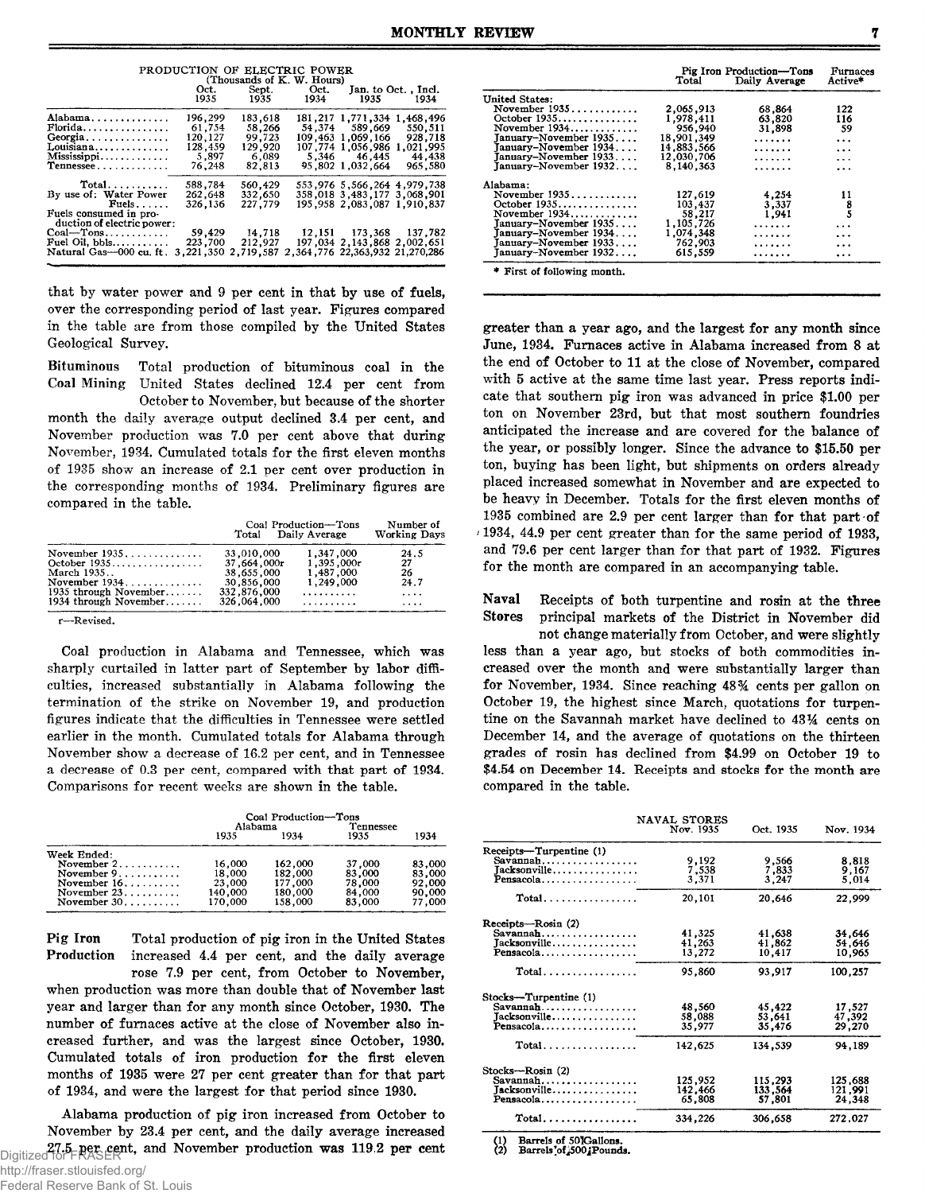PRODUCTION OF ELECTRIC POWER
(Thousands of K. W. Hours)

| | Oct. 1935 | Sept. 1935 | Oct. 1934 | Jan. to Oct., Incl. 1935 | 1934 |
|---|---|---|---|---|---|
| Alabama | 196,299 | 183,618 | 181,217 | 1,771,334 | 1,468,496 |
| Florida | 61,754 | 58,266 | 54,374 | 589,669 | 550,511 |
| Georgia | 120,127 | 99,723 | 109,463 | 1,069,166 | 928,718 |
| Louisiana | 128,459 | 129,920 | 107,774 | 1,056,986 | 1,021,995 |
| Mississippi | 5,897 | 6,089 | 5,346 | 46,445 | 44,438 |
| Tennessee | 76,248 | 82,813 | 95,802 | 1,032,664 | 965,580 |
| Total | 588,784 | 560,429 | 553,976 | 5,566,264 | 4,979,738 |
| By use of: Water Power | 262,648 | 332,650 | 358,018 | 3,483,177 | 3,068,901 |
| Fuels | 326,136 | 227,779 | 195,958 | 2,083,087 | 1,910,837 |
| Fuels consumed in production of electric power: | | | | | |
| Coal—Tons | 59,429 | 14,718 | 12,151 | 173,368 | 137,782 |
| Fuel Oil, bbls | 223,700 | 212,927 | 197,034 | 2,143,868 | 2,002,651 |
| Natural Gas—000 cu. ft. | 3,221,350 | 2,719,587 | 2,364,776 | 22,363,932 | 21,270,286 |

that by water power and 9 per cent in that by use of fuels, over the corresponding period of last year. Figures compared in the table are from those compiled by the United States Geological Survey.

**Bituminous Coal Mining** Total production of bituminous coal in the United States declined 12.4 per cent from October to November, but because of the shorter month the daily average output declined 3.4 per cent, and November production was 7.0 per cent above that during November, 1934. Cumulated totals for the first eleven months of 1935 show an increase of 2.1 per cent over production in the corresponding months of 1934. Preliminary figures are compared in the table.

| | Coal Production—Tons Total | Daily Average | Number of Working Days |
|---|---|---|---|
| November 1935 | 33,010,000 | 1,347,000 | 24.5 |
| October 1935 | 37,664,000r | 1,395,000r | 27 |
| March 1935 | 38,655,000 | 1,487,000 | 26 |
| November 1934 | 30,856,000 | 1,249,000 | 24.7 |
| 1935 through November | 332,876,000 | .......... | .... |
| 1934 through November | 326,064,000 | .......... | .... |

r—Revised.

Coal production in Alabama and Tennessee, which was sharply curtailed in latter part of September by labor difficulties, increased substantially in Alabama following the termination of the strike on November 19, and production figures indicate that the difficulties in Tennessee were settled earlier in the month. Cumulated totals for Alabama through November show a decrease of 16.2 per cent, and in Tennessee a decrease of 0.3 per cent, compared with that part of 1934. Comparisons for recent weeks are shown in the table.

| | Coal Production—Tons | | | |
|---|---|---|---|---|
| | Alabama | | Tennessee | |
| | 1935 | 1934 | 1935 | 1934 |
| Week Ended: | | | | |
| November 2 | 16,000 | 162,000 | 37,000 | 83,000 |
| November 9 | 18,000 | 182,000 | 83,000 | 83,000 |
| November 16 | 23,000 | 177,000 | 78,000 | 92,000 |
| November 23 | 140,000 | 180,000 | 84,000 | 90,000 |
| November 30 | 170,000 | 158,000 | 83,000 | 77,000 |

**Pig Iron Production** Total production of pig iron in the United States increased 4.4 per cent, and the daily average rose 7.9 per cent, from October to November, when production was more than double that of November last year and larger than for any month since October, 1930. The number of furnaces active at the close of November also increased further, and was the largest since October, 1930. Cumulated totals of iron production for the first eleven months of 1935 were 27 per cent greater than for that part of 1934, and were the largest for that period since 1930.

Alabama production of pig iron increased from October to November by 23.4 per cent, and the daily average increased 27.5 per cent, and November production was 119.2 per cent greater than a year ago, and the largest for any month since June, 1934. Furnaces active in Alabama increased from 8 at the end of October to 11 at the close of November, compared with 5 active at the same time last year. Press reports indicate that southern pig iron was advanced in price $1.00 per ton on November 23rd, but that most southern foundries anticipated the increase and are covered for the balance of the year, or possibly longer. Since the advance to $15.50 per ton, buying has been light, but shipments on orders already placed increased somewhat in November and are expected to be heavy in December. Totals for the first eleven months of 1935 combined are 2.9 per cent larger than for that part of 1934, 44.9 per cent greater than for the same period of 1933, and 79.6 per cent larger than for that part of 1932. Figures for the month are compared in an accompanying table.

| | Pig Iron Production—Tons Total | Daily Average | Furnaces Active* |
|---|---|---|---|
| United States: | | | |
| November 1935 | 2,065,913 | 68,864 | 122 |
| October 1935 | 1,978,411 | 63,820 | 116 |
| November 1934 | 956,940 | 31,898 | 59 |
| January–November 1935 | 18,901,349 | ....... | ... |
| January–November 1934 | 14,883,566 | ....... | ... |
| January–November 1933 | 12,030,706 | ....... | ... |
| January–November 1932 | 8,140,363 | ....... | ... |
| Alabama: | | | |
| November 1935 | 127,619 | 4,254 | 11 |
| October 1935 | 103,437 | 3,337 | 8 |
| November 1934 | 58,217 | 1,941 | 5 |
| January–November 1935 | 1,105,726 | ....... | ... |
| January–November 1934 | 1,074,348 | ....... | ... |
| January–November 1933 | 762,903 | ....... | ... |
| January–November 1932 | 615,559 | ....... | ... |

\* First of following month.

**Naval Stores** Receipts of both turpentine and rosin at the three principal markets of the District in November did not change materially from October, and were slightly less than a year ago, but stocks of both commodities increased over the month and were substantially larger than for November, 1934. Since reaching 48¾ cents per gallon on October 19, the highest since March, quotations for turpentine on the Savannah market have declined to 43¼ cents on December 14, and the average of quotations on the thirteen grades of rosin has declined from $4.99 on October 19 to $4.54 on December 14. Receipts and stocks for the month are compared in the table.

NAVAL STORES

| | Nov. 1935 | Oct. 1935 | Nov. 1934 |
|---|---|---|---|
| Receipts—Turpentine (1) | | | |
| Savannah | 9,192 | 9,566 | 8,818 |
| Jacksonville | 7,538 | 7,833 | 9,167 |
| Pensacola | 3,371 | 3,247 | 5,014 |
| Total | 20,101 | 20,646 | 22,999 |
| Receipts—Rosin (2) | | | |
| Savannah | 41,325 | 41,638 | 34,646 |
| Jacksonville | 41,263 | 41,862 | 54,646 |
| Pensacola | 13,272 | 10,417 | 10,965 |
| Total | 95,860 | 93,917 | 100,257 |
| Stocks—Turpentine (1) | | | |
| Savannah | 48,560 | 45,422 | 17,527 |
| Jacksonville | 58,088 | 53,641 | 47,392 |
| Pensacola | 35,977 | 35,476 | 29,270 |
| Total | 142,625 | 134,539 | 94,189 |
| Stocks—Rosin (2) | | | |
| Savannah | 125,952 | 115,293 | 125,688 |
| Jacksonville | 142,466 | 133,564 | 121,991 |
| Pensacola | 65,808 | 57,801 | 24,348 |
| Total | 334,226 | 306,658 | 272,027 |

(1) Barrels of 50 Gallons.
(2) Barrels of 500 Pounds.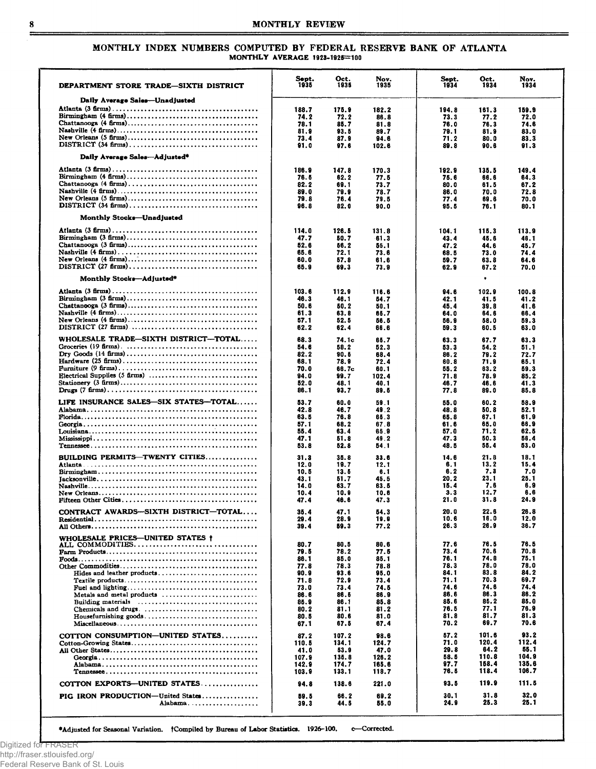## MONTHLY INDEX NUMBERS COMPUTED BY FEDERAL RESERVE BANK OF ATLANTA

MONTHLY AVERAGE 1923-1925=100

| DEPARTMENT STORE TRADE—SIXTH DISTRICT | Sept. 1935 | Oct. 1935 | Nov. 1935 | Sept. 1934 | Oct. 1934 | Nov. 1934 |
|---|---|---|---|---|---|---|
| **Daily Average Sales—Unadjusted** | | | | | | |
| Atlanta (3 firms) | 188.7 | 175.9 | 182.2 | 194.8 | 161.3 | 159.9 |
| Birmingham (4 firms) | 74.2 | 72.2 | 86.8 | 73.3 | 77.2 | 72.0 |
| Chattanooga (4 firms) | 78.1 | 85.7 | 81.8 | 76.0 | 76.3 | 74.6 |
| Nashville (4 firms) | 81.9 | 93.5 | 89.7 | 79.1 | 81.9 | 83.0 |
| New Orleans (5 firms) | 73.4 | 87.9 | 94.6 | 71.2 | 80.0 | 83.3 |
| DISTRICT (34 firms) | 91.0 | 97.6 | 102.6 | 89.8 | 90.6 | 91.3 |
| **Daily Average Sales—Adjusted*** | | | | | | |
| Atlanta (3 firms) | 186.9 | 147.8 | 170.3 | 192.9 | 135.5 | 149.4 |
| Birmingham (4 firms) | 76.5 | 62.2 | 77.5 | 75.6 | 66.6 | 64.3 |
| Chattanooga (4 firms) | 82.2 | 69.1 | 73.7 | 80.0 | 61.5 | 67.2 |
| Nashville (4 firms) | 89.0 | 79.9 | 78.7 | 86.0 | 70.0 | 72.8 |
| New Orleans (5 firms) | 79.8 | 76.4 | 79.5 | 77.4 | 69.6 | 70.0 |
| DISTRICT (34 firms) | 96.8 | 82.0 | 90.0 | 95.5 | 76.1 | 80.1 |
| **Monthly Stocks—Unadjusted** | | | | | | |
| Atlanta (3 firms) | 114.0 | 126.5 | 131.8 | 104.1 | 115.3 | 113.9 |
| Birmingham (3 firms) | 47.7 | 50.7 | 61.3 | 43.4 | 45.6 | 46.1 |
| Chattanooga (3 firms) | 52.6 | 56.2 | 55.1 | 47.2 | 44.6 | 45.7 |
| Nashville (4 firms) | 65.6 | 72.1 | 73.6 | 68.5 | 73.0 | 74.4 |
| New Orleans (4 firms) | 60.0 | 57.8 | 61.6 | 59.7 | 63.8 | 64.6 |
| DISTRICT (27 firms) | 65.9 | 69.3 | 73.9 | 62.9 | 67.2 | 70.0 |
| **Monthly Stocks—Adjusted*** | | | | | | |
| Atlanta (3 firms) | 103.6 | 112.9 | 116.6 | 94.6 | 102.9 | 100.8 |
| Birmingham (3 firms) | 46.3 | 46.1 | 54.7 | 42.1 | 41.5 | 41.2 |
| Chattanooga (3 firms) | 50.6 | 50.2 | 50.1 | 45.4 | 39.8 | 41.6 |
| Nashville (4 firms) | 61.3 | 63.8 | 65.7 | 64.0 | 64.6 | 66.4 |
| New Orleans (4 firms) | 57.1 | 52.5 | 56.5 | 56.9 | 58.0 | 59.3 |
| DISTRICT (27 firms) | 62.2 | 62.4 | 66.6 | 59.3 | 60.5 | 63.0 |
| **WHOLESALE TRADE—SIXTH DISTRICT—TOTAL** | 68.3 | 74.1c | 65.7 | 63.3 | 67.7 | 63.3 |
| Groceries (19 firms) | 54.6 | 58.2 | 52.3 | 53.3 | 54.2 | 51.1 |
| Dry Goods (14 firms) | 82.2 | 90.5 | 68.4 | 86.2 | 79.2 | 72.7 |
| Hardware (25 firms) | 68.1 | 78.9 | 72.4 | 60.8 | 71.9 | 65.1 |
| Furniture (9 firms) | 70.0 | 66.7c | 60.1 | 55.2 | 63.2 | 59.3 |
| Electrical Supplies (5 firms) | 94.0 | 99.7 | 102.4 | 71.8 | 78.9 | 85.2 |
| Stationery (3 firms) | 52.0 | 48.1 | 40.1 | 46.7 | 46.6 | 41.3 |
| Drugs (7 firms) | 86.1 | 93.7 | 89.5 | 77.8 | 89.0 | 85.8 |
| **LIFE INSURANCE SALES—SIX STATES—TOTAL** | 53.7 | 60.0 | 59.1 | 55.0 | 60.2 | 58.9 |
| Alabama | 42.8 | 46.7 | 49.2 | 48.8 | 50.8 | 52.1 |
| Florida | 63.5 | 76.8 | 66.3 | 65.8 | 67.1 | 61.9 |
| Georgia | 57.1 | 68.2 | 67.8 | 61.6 | 65.0 | 66.9 |
| Louisiana | 55.4 | 63.4 | 65.9 | 57.0 | 71.2 | 62.5 |
| Mississippi | 47.1 | 51.8 | 49.2 | 47.3 | 50.3 | 56.4 |
| Tennessee | 53.8 | 52.8 | 54.1 | 48.5 | 55.4 | 53.0 |
| **BUILDING PERMITS—TWENTY CITIES** | 31.3 | 35.8 | 33.6 | 14.6 | 21.8 | 18.1 |
| Atlanta | 12.0 | 19.7 | 12.1 | 6.1 | 13.2 | 15.4 |
| Birmingham | 10.5 | 13.5 | 6.1 | 6.2 | 7.3 | 7.0 |
| Jacksonville | 43.1 | 51.7 | 45.5 | 20.2 | 23.1 | 25.1 |
| Nashville | 14.0 | 63.7 | 63.5 | 15.4 | 7.6 | 6.9 |
| New Orleans | 10.4 | 10.9 | 10.6 | 3.3 | 12.7 | 6.6 |
| Fifteen Other Cities | 47.4 | 46.6 | 47.3 | 21.0 | 31.8 | 24.9 |
| **CONTRACT AWARDS—SIXTH DISTRICT—TOTAL** | 35.4 | 47.1 | 54.3 | 20.0 | 22.6 | 26.8 |
| Residential | 29.4 | 28.9 | 19.9 | 10.6 | 16.0 | 12.0 |
| All Others | 39.4 | 59.3 | 77.2 | 26.3 | 26.9 | 36.7 |
| **WHOLESALE PRICES—UNITED STATES †** | | | | | | |
| ALL COMMODITIES | 80.7 | 80.5 | 80.6 | 77.6 | 76.5 | 76.5 |
| Farm Products | 79.5 | 78.2 | 77.5 | 73.4 | 70.6 | 70.8 |
| Foods | 86.1 | 85.0 | 85.1 | 76.1 | 74.8 | 75.1 |
| Other Commodities | 77.8 | 78.3 | 78.8 | 78.3 | 78.0 | 78.0 |
| Hides and leather products | 90.9 | 93.6 | 95.0 | 84.1 | 83.8 | 84.2 |
| Textile products | 71.8 | 72.9 | 73.4 | 71.1 | 70.3 | 69.7 |
| Fuel and lighting | 73.0 | 73.4 | 74.5 | 74.6 | 74.6 | 74.4 |
| Metals and metal products | 86.6 | 86.5 | 86.9 | 86.6 | 86.3 | 86.2 |
| Building materials | 85.9 | 86.1 | 85.8 | 85.6 | 85.2 | 85.0 |
| Chemicals and drugs | 80.2 | 81.1 | 81.2 | 76.5 | 77.1 | 76.9 |
| Housefurnishing goods | 80.5 | 80.6 | 81.0 | 81.8 | 81.7 | 81.3 |
| Miscellaneous | 67.1 | 67.5 | 67.4 | 70.2 | 69.7 | 70.6 |
| **COTTON CONSUMPTION—UNITED STATES** | 87.2 | 107.2 | 98.6 | 57.2 | 101.6 | 93.2 |
| Cotton-Growing States | 110.5 | 134.1 | 124.7 | 71.0 | 120.4 | 112.4 |
| All Other States | 41.0 | 53.9 | 47.0 | 29.8 | 64.2 | 55.1 |
| Georgia | 107.9 | 135.8 | 126.2 | 58.5 | 110.8 | 104.9 |
| Alabama | 142.9 | 174.7 | 165.6 | 97.7 | 158.4 | 135.6 |
| Tennessee | 103.9 | 133.1 | 118.7 | 76.5 | 118.4 | 106.7 |
| **COTTON EXPORTS—UNITED STATES** | 94.8 | 138.6 | 221.0 | 93.5 | 119.9 | 111.5 |
| **PIG IRON PRODUCTION**—United States | 59.5 | 66.2 | 69.2 | 30.1 | 31.8 | 32.0 |
| Alabama | 39.3 | 44.5 | 55.0 | 24.9 | 25.3 | 25.1 |

*Adjusted for Seasonal Variation. †Compiled by Bureau of Labor Statistics. 1926=100. c—Corrected.